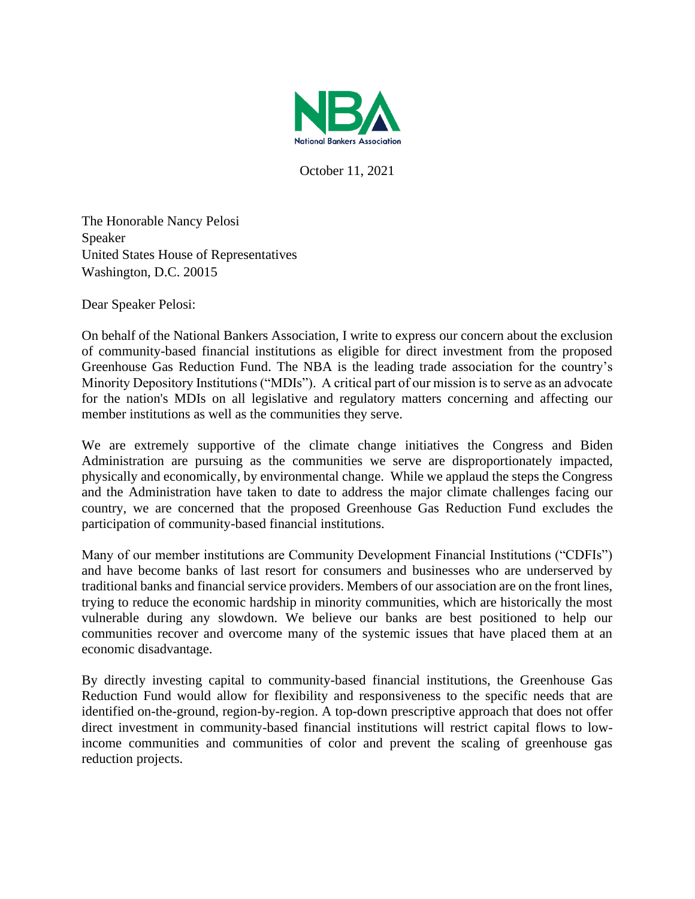NBA

National Bankers Association

October 11, 2021

The Honorable Nancy Pelosi
Speaker
United States House of Representatives
Washington, D.C. 20015

Dear Speaker Pelosi:

On behalf of the National Bankers Association, I write to express our concern about the exclusion of community-based financial institutions as eligible for direct investment from the proposed Greenhouse Gas Reduction Fund. The NBA is the leading trade association for the country's Minority Depository Institutions ("MDIs"). A critical part of our mission is to serve as an advocate for the nation's MDIs on all legislative and regulatory matters concerning and affecting our member institutions as well as the communities they serve.

We are extremely supportive of the climate change initiatives the Congress and Biden Administration are pursuing as the communities we serve are disproportionately impacted, physically and economically, by environmental change. While we applaud the steps the Congress and the Administration have taken to date to address the major climate challenges facing our country, we are concerned that the proposed Greenhouse Gas Reduction Fund excludes the participation of community-based financial institutions.

Many of our member institutions are Community Development Financial Institutions ("CDFIs") and have become banks of last resort for consumers and businesses who are underserved by traditional banks and financial service providers. Members of our association are on the front lines, trying to reduce the economic hardship in minority communities, which are historically the most vulnerable during any slowdown. We believe our banks are best positioned to help our communities recover and overcome many of the systemic issues that have placed them at an economic disadvantage.

By directly investing capital to community-based financial institutions, the Greenhouse Gas Reduction Fund would allow for flexibility and responsiveness to the specific needs that are identified on-the-ground, region-by-region. A top-down prescriptive approach that does not offer direct investment in community-based financial institutions will restrict capital flows to low-income communities and communities of color and prevent the scaling of greenhouse gas reduction projects.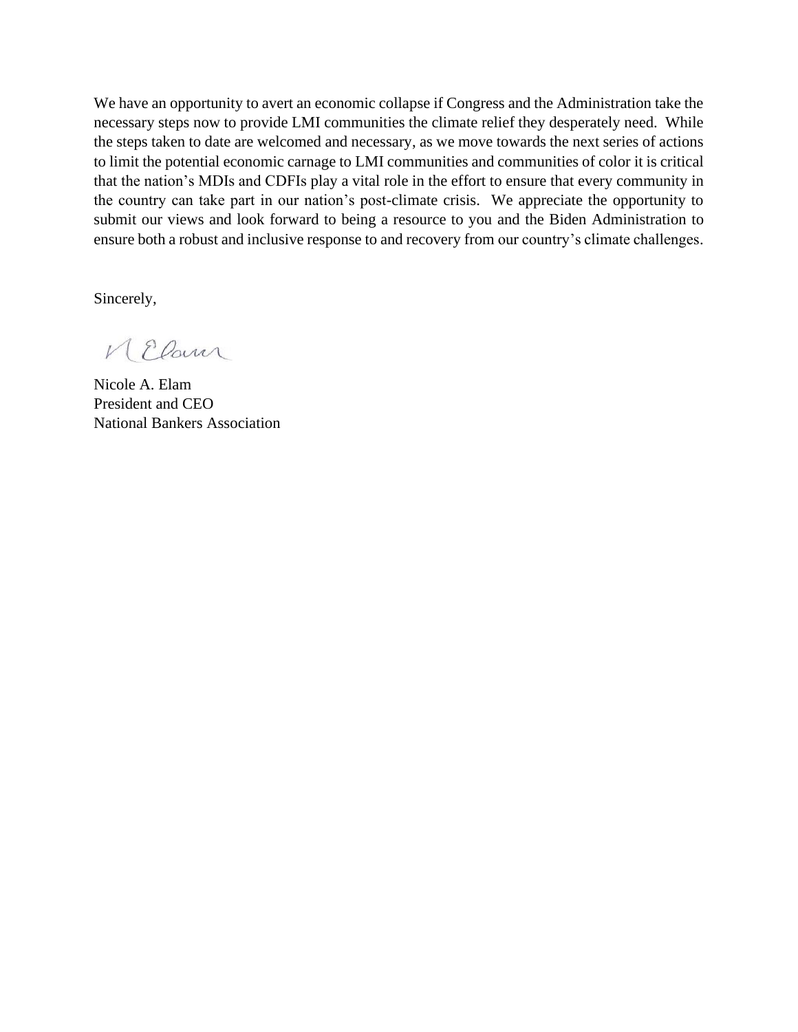We have an opportunity to avert an economic collapse if Congress and the Administration take the necessary steps now to provide LMI communities the climate relief they desperately need. While the steps taken to date are welcomed and necessary, as we move towards the next series of actions to limit the potential economic carnage to LMI communities and communities of color it is critical that the nation's MDIs and CDFIs play a vital role in the effort to ensure that every community in the country can take part in our nation's post-climate crisis. We appreciate the opportunity to submit our views and look forward to being a resource to you and the Biden Administration to ensure both a robust and inclusive response to and recovery from our country's climate challenges.

Sincerely,

N Elam

Nicole A. Elam
President and CEO
National Bankers Association